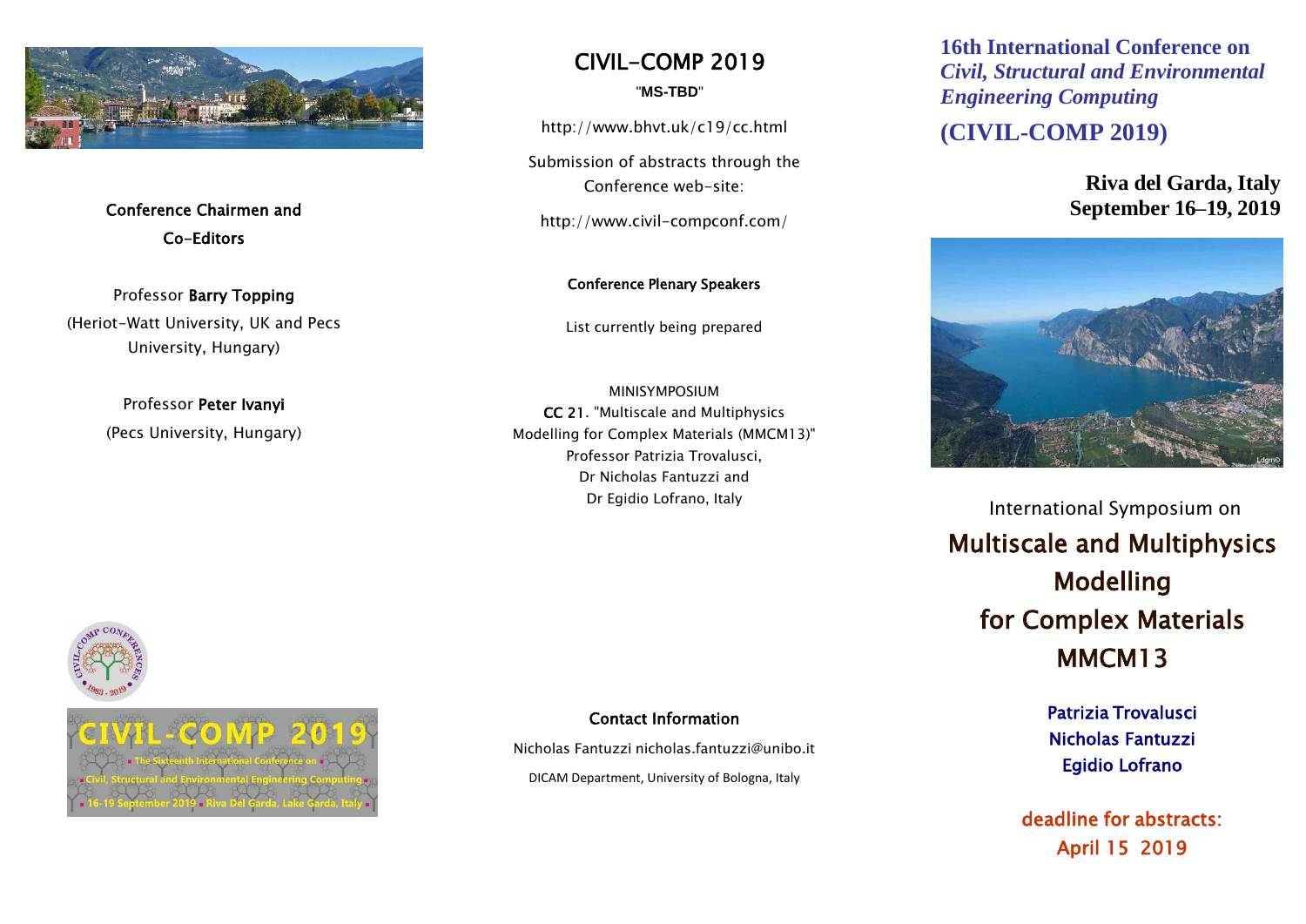# 16th International Conference on *Civil, Structural and Environmental Engineering Computing*

# (CIVIL-COMP 2019)

**Riva del Garda, Italy**
**September 16–19, 2019**

International Symposium on

## Multiscale and Multiphysics Modelling for Complex Materials MMCM13

Patrizia Trovalusci
Nicholas Fantuzzi
Egidio Lofrano

**deadline for abstracts: April 15 2019**

---

## CIVIL-COMP 2019

"**MS-TBD**"

http://www.bhvt.uk/c19/cc.html

Submission of abstracts through the Conference web-site:

http://www.civil-compconf.com/

**Conference Plenary Speakers**

List currently being prepared

MINISYMPOSIUM
**CC 21**. "Multiscale and Multiphysics Modelling for Complex Materials (MMCM13)"
Professor Patrizia Trovalusci,
Dr Nicholas Fantuzzi and
Dr Egidio Lofrano, Italy

**Contact Information**

Nicholas Fantuzzi nicholas.fantuzzi@unibo.it

DICAM Department, University of Bologna, Italy

---

**Conference Chairmen and Co-Editors**

Professor **Barry Topping**
(Heriot-Watt University, UK and Pecs University, Hungary)

Professor **Peter Ivanyi**
(Pecs University, Hungary)

CIVIL-COMP 2019
The Sixteenth International Conference on
Civil, Structural and Environmental Engineering Computing
16-19 September 2019 Riva Del Garda, Lake Garda, Italy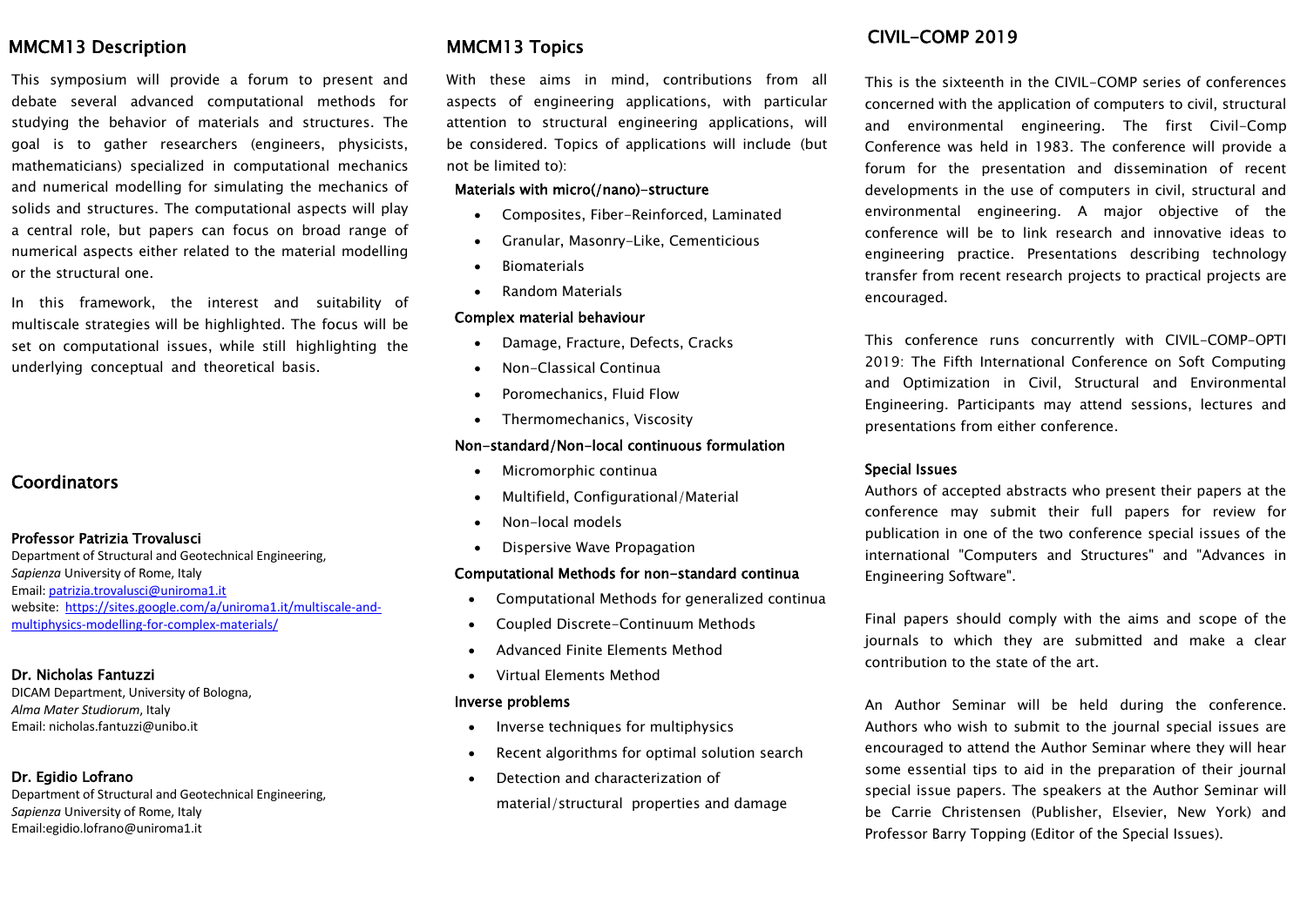## MMCM13 Description

This symposium will provide a forum to present and debate several advanced computational methods for studying the behavior of materials and structures. The goal is to gather researchers (engineers, physicists, mathematicians) specialized in computational mechanics and numerical modelling for simulating the mechanics of solids and structures. The computational aspects will play a central role, but papers can focus on broad range of numerical aspects either related to the material modelling or the structural one.

In this framework, the interest and suitability of multiscale strategies will be highlighted. The focus will be set on computational issues, while still highlighting the underlying conceptual and theoretical basis.

## Coordinators

**Professor Patrizia Trovalusci**
Department of Structural and Geotechnical Engineering,
*Sapienza* University of Rome, Italy
Email: patrizia.trovalusci@uniroma1.it
website: https://sites.google.com/a/uniroma1.it/multiscale-and-multiphysics-modelling-for-complex-materials/

**Dr. Nicholas Fantuzzi**
DICAM Department, University of Bologna,
*Alma Mater Studiorum*, Italy
Email: nicholas.fantuzzi@unibo.it

**Dr. Egidio Lofrano**
Department of Structural and Geotechnical Engineering,
*Sapienza* University of Rome, Italy
Email:egidio.lofrano@uniroma1.it

## MMCM13 Topics

With these aims in mind, contributions from all aspects of engineering applications, with particular attention to structural engineering applications, will be considered. Topics of applications will include (but not be limited to):

**Materials with micro(/nano)-structure**

- Composites, Fiber-Reinforced, Laminated
- Granular, Masonry-Like, Cementicious
- Biomaterials
- Random Materials

**Complex material behaviour**

- Damage, Fracture, Defects, Cracks
- Non-Classical Continua
- Poromechanics, Fluid Flow
- Thermomechanics, Viscosity

**Non-standard/Non-local continuous formulation**

- Micromorphic continua
- Multifield, Configurational/Material
- Non-local models
- Dispersive Wave Propagation

**Computational Methods for non-standard continua**

- Computational Methods for generalized continua
- Coupled Discrete-Continuum Methods
- Advanced Finite Elements Method
- Virtual Elements Method

**Inverse problems**

- Inverse techniques for multiphysics
- Recent algorithms for optimal solution search
- Detection and characterization of material/structural properties and damage

## CIVIL-COMP 2019

This is the sixteenth in the CIVIL-COMP series of conferences concerned with the application of computers to civil, structural and environmental engineering. The first Civil-Comp Conference was held in 1983. The conference will provide a forum for the presentation and dissemination of recent developments in the use of computers in civil, structural and environmental engineering. A major objective of the conference will be to link research and innovative ideas to engineering practice. Presentations describing technology transfer from recent research projects to practical projects are encouraged.

This conference runs concurrently with CIVIL-COMP-OPTI 2019: The Fifth International Conference on Soft Computing and Optimization in Civil, Structural and Environmental Engineering. Participants may attend sessions, lectures and presentations from either conference.

**Special Issues**

Authors of accepted abstracts who present their papers at the conference may submit their full papers for review for publication in one of the two conference special issues of the international "Computers and Structures" and "Advances in Engineering Software".

Final papers should comply with the aims and scope of the journals to which they are submitted and make a clear contribution to the state of the art.

An Author Seminar will be held during the conference. Authors who wish to submit to the journal special issues are encouraged to attend the Author Seminar where they will hear some essential tips to aid in the preparation of their journal special issue papers. The speakers at the Author Seminar will be Carrie Christensen (Publisher, Elsevier, New York) and Professor Barry Topping (Editor of the Special Issues).